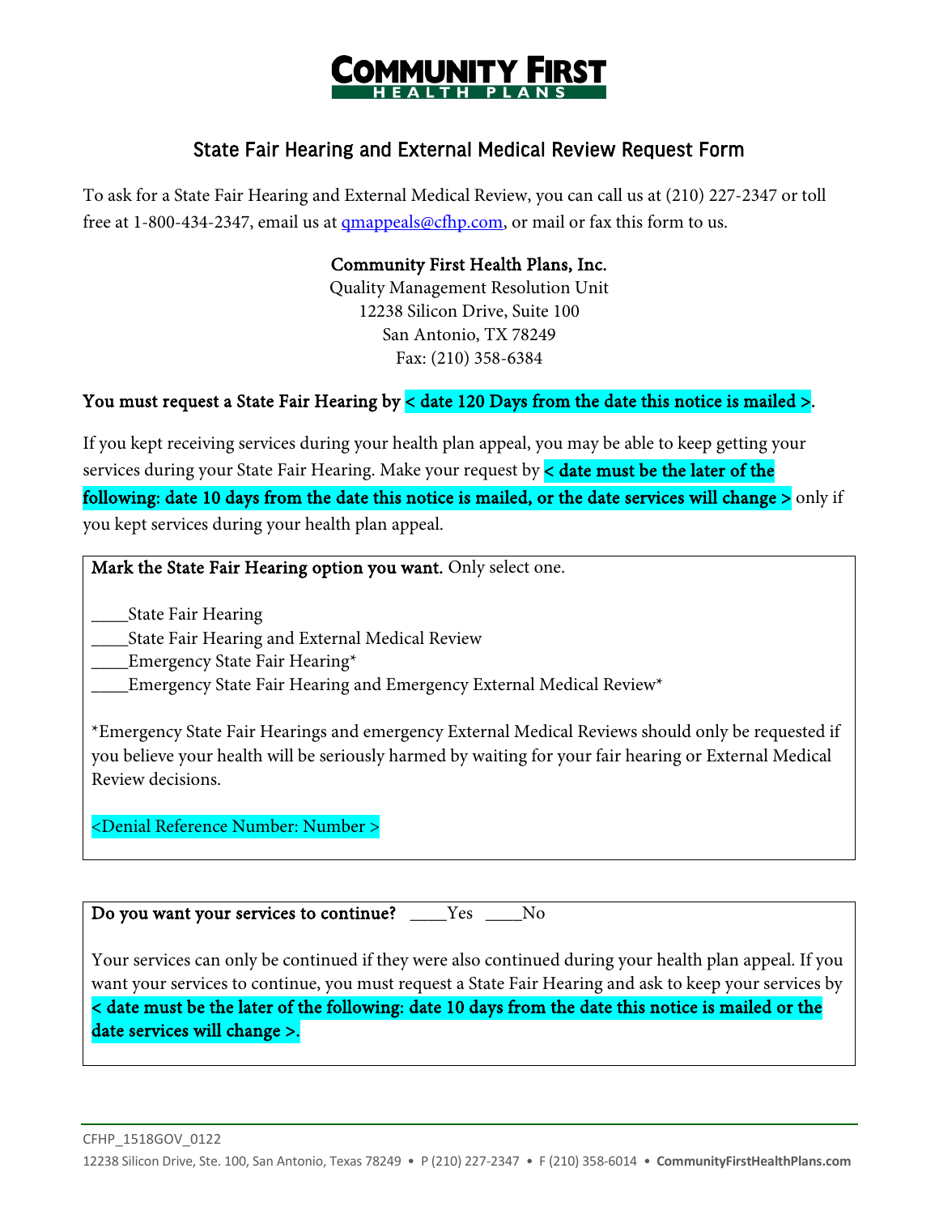**COMMUNITY FIRST HEALTH PLANS**

## State Fair Hearing and External Medical Review Request Form

To ask for a State Fair Hearing and External Medical Review, you can call us at (210) 227-2347 or toll free at 1-800-434-2347, email us at qmappeals@cfhp.com, or mail or fax this form to us.

**Community First Health Plans, Inc.**
Quality Management Resolution Unit
12238 Silicon Drive, Suite 100
San Antonio, TX 78249
Fax: (210) 358-6384

**You must request a State Fair Hearing by < date 120 Days from the date this notice is mailed >.**

If you kept receiving services during your health plan appeal, you may be able to keep getting your services during your State Fair Hearing. Make your request by **< date must be the later of the following: date 10 days from the date this notice is mailed, or the date services will change >** only if you kept services during your health plan appeal.

**Mark the State Fair Hearing option you want.** Only select one.

____State Fair Hearing
____State Fair Hearing and External Medical Review
____Emergency State Fair Hearing*
____Emergency State Fair Hearing and Emergency External Medical Review*

*Emergency State Fair Hearings and emergency External Medical Reviews should only be requested if you believe your health will be seriously harmed by waiting for your fair hearing or External Medical Review decisions.

<Denial Reference Number: Number >

**Do you want your services to continue?** ____Yes ____No

Your services can only be continued if they were also continued during your health plan appeal. If you want your services to continue, you must request a State Fair Hearing and ask to keep your services by **< date must be the later of the following: date 10 days from the date this notice is mailed or the date services will change >.**

CFHP_1518GOV_0122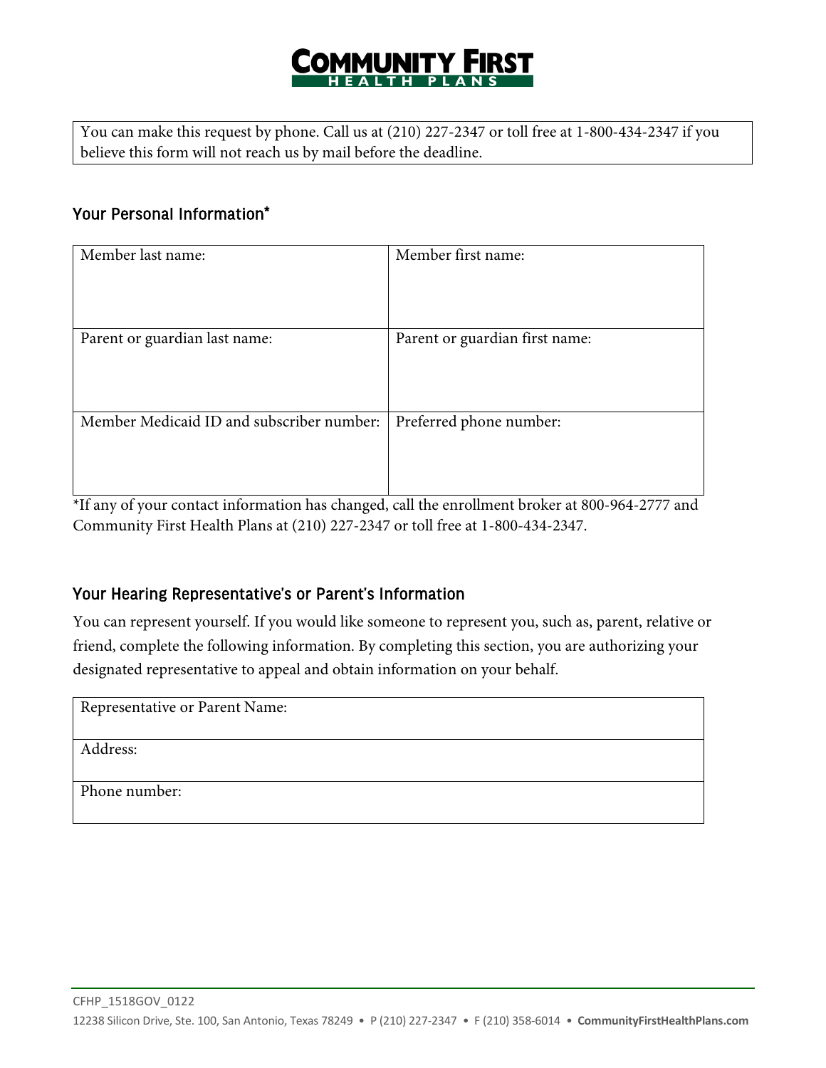You can make this request by phone. Call us at (210) 227-2347 or toll free at 1-800-434-2347 if you believe this form will not reach us by mail before the deadline.

### Your Personal Information*

| Member last name: | Member first name: |
|---|---|
| Parent or guardian last name: | Parent or guardian first name: |
| Member Medicaid ID and subscriber number: | Preferred phone number: |

*If any of your contact information has changed, call the enrollment broker at 800-964-2777 and Community First Health Plans at (210) 227-2347 or toll free at 1-800-434-2347.

### Your Hearing Representative's or Parent's Information

You can represent yourself. If you would like someone to represent you, such as, parent, relative or friend, complete the following information. By completing this section, you are authorizing your designated representative to appeal and obtain information on your behalf.

| Representative or Parent Name: |
|---|
| Address: |
| Phone number: |

CFHP_1518GOV_0122

12238 Silicon Drive, Ste. 100, San Antonio, Texas 78249 • P (210) 227-2347 • F (210) 358-6014 • **CommunityFirstHealthPlans.com**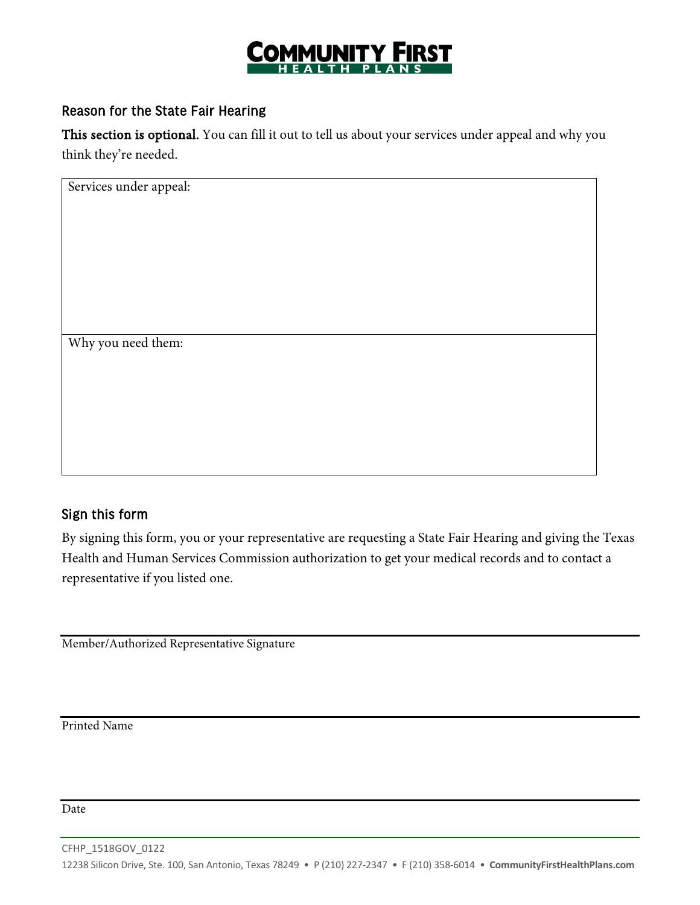COMMUNITY FIRST HEALTH PLANS

## Reason for the State Fair Hearing

**This section is optional.** You can fill it out to tell us about your services under appeal and why you think they're needed.

| |
|---|
| Services under appeal: |
| Why you need them: |

## Sign this form

By signing this form, you or your representative are requesting a State Fair Hearing and giving the Texas Health and Human Services Commission authorization to get your medical records and to contact a representative if you listed one.

Member/Authorized Representative Signature

Printed Name

Date

CFHP_1518GOV_0122

12238 Silicon Drive, Ste. 100, San Antonio, Texas 78249 • P (210) 227-2347 • F (210) 358-6014 • **CommunityFirstHealthPlans.com**